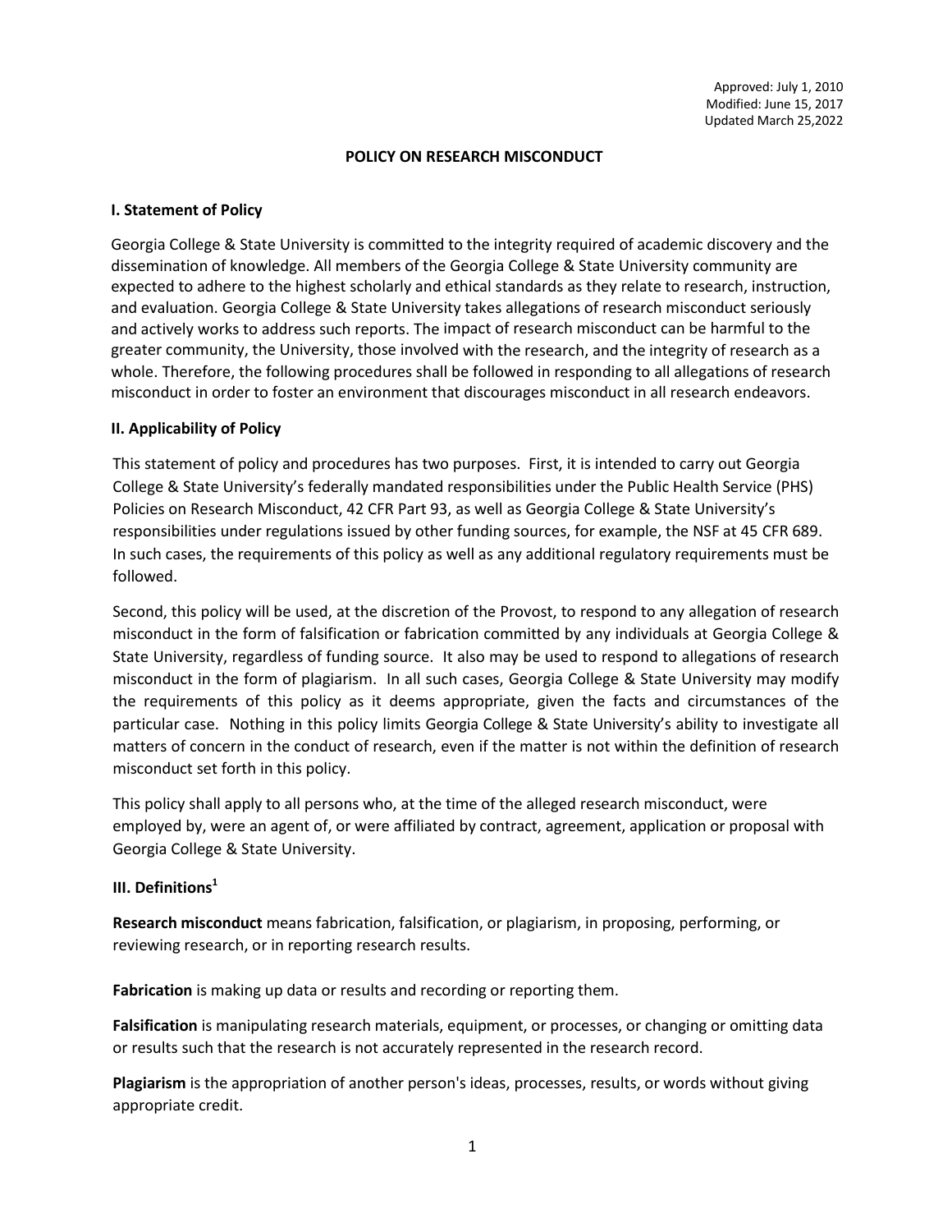Approved: July 1, 2010
Modified: June 15, 2017
Updated March 25,2022

# POLICY ON RESEARCH MISCONDUCT

## I. Statement of Policy

Georgia College & State University is committed to the integrity required of academic discovery and the dissemination of knowledge. All members of the Georgia College & State University community are expected to adhere to the highest scholarly and ethical standards as they relate to research, instruction, and evaluation. Georgia College & State University takes allegations of research misconduct seriously and actively works to address such reports. The impact of research misconduct can be harmful to the greater community, the University, those involved with the research, and the integrity of research as a whole. Therefore, the following procedures shall be followed in responding to all allegations of research misconduct in order to foster an environment that discourages misconduct in all research endeavors.

## II. Applicability of Policy

This statement of policy and procedures has two purposes. First, it is intended to carry out Georgia College & State University's federally mandated responsibilities under the Public Health Service (PHS) Policies on Research Misconduct, 42 CFR Part 93, as well as Georgia College & State University's responsibilities under regulations issued by other funding sources, for example, the NSF at 45 CFR 689. In such cases, the requirements of this policy as well as any additional regulatory requirements must be followed.

Second, this policy will be used, at the discretion of the Provost, to respond to any allegation of research misconduct in the form of falsification or fabrication committed by any individuals at Georgia College & State University, regardless of funding source. It also may be used to respond to allegations of research misconduct in the form of plagiarism. In all such cases, Georgia College & State University may modify the requirements of this policy as it deems appropriate, given the facts and circumstances of the particular case. Nothing in this policy limits Georgia College & State University's ability to investigate all matters of concern in the conduct of research, even if the matter is not within the definition of research misconduct set forth in this policy.

This policy shall apply to all persons who, at the time of the alleged research misconduct, were employed by, were an agent of, or were affiliated by contract, agreement, application or proposal with Georgia College & State University.

## III. Definitions[1]

**Research misconduct** means fabrication, falsification, or plagiarism, in proposing, performing, or reviewing research, or in reporting research results.

**Fabrication** is making up data or results and recording or reporting them.

**Falsification** is manipulating research materials, equipment, or processes, or changing or omitting data or results such that the research is not accurately represented in the research record.

**Plagiarism** is the appropriation of another person's ideas, processes, results, or words without giving appropriate credit.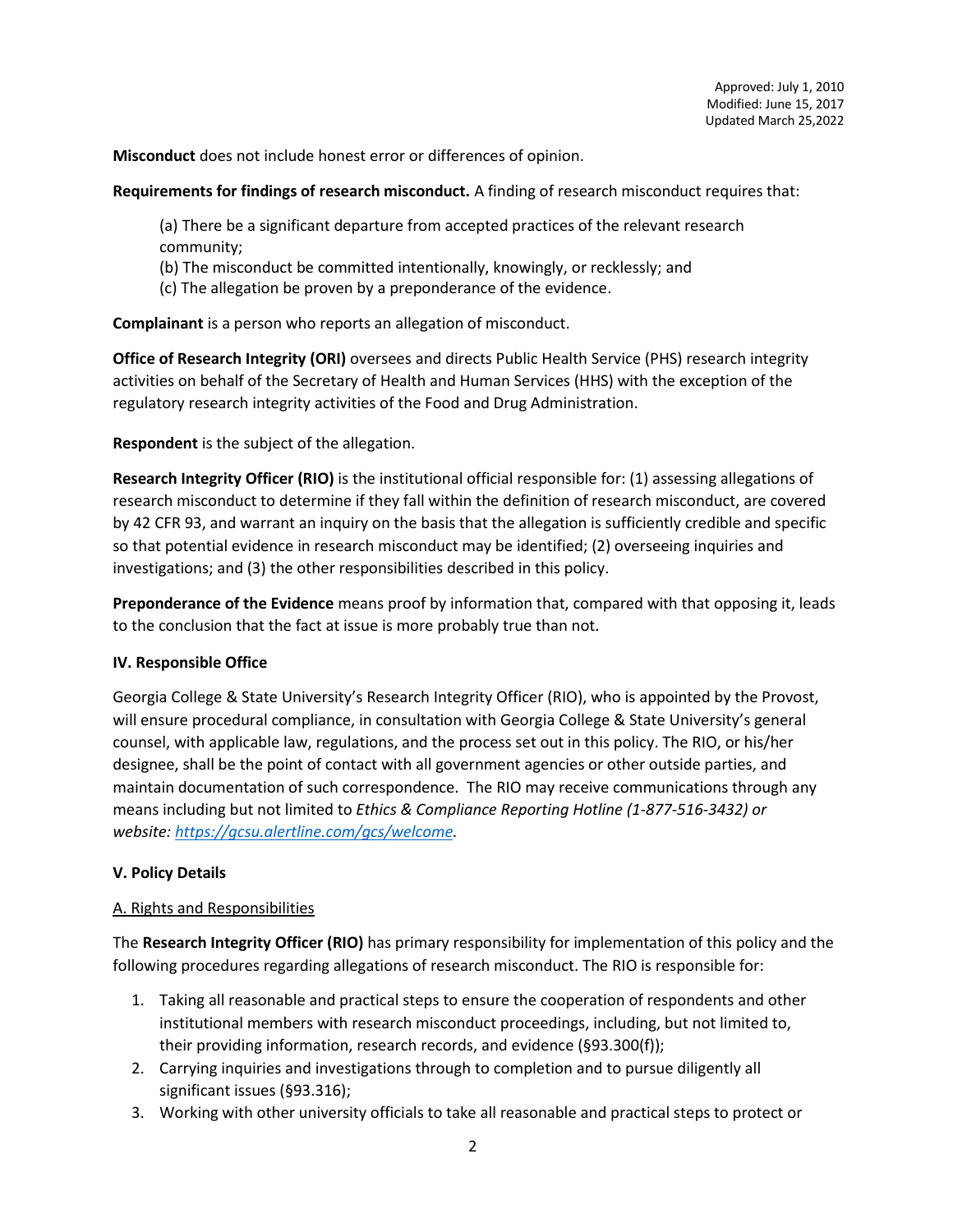Approved: July 1, 2010
Modified: June 15, 2017
Updated March 25,2022

**Misconduct** does not include honest error or differences of opinion.

**Requirements for findings of research misconduct.** A finding of research misconduct requires that:

(a) There be a significant departure from accepted practices of the relevant research community;
(b) The misconduct be committed intentionally, knowingly, or recklessly; and
(c) The allegation be proven by a preponderance of the evidence.

**Complainant** is a person who reports an allegation of misconduct.

**Office of Research Integrity (ORI)** oversees and directs Public Health Service (PHS) research integrity activities on behalf of the Secretary of Health and Human Services (HHS) with the exception of the regulatory research integrity activities of the Food and Drug Administration.

**Respondent** is the subject of the allegation.

**Research Integrity Officer (RIO)** is the institutional official responsible for: (1) assessing allegations of research misconduct to determine if they fall within the definition of research misconduct, are covered by 42 CFR 93, and warrant an inquiry on the basis that the allegation is sufficiently credible and specific so that potential evidence in research misconduct may be identified; (2) overseeing inquiries and investigations; and (3) the other responsibilities described in this policy.

**Preponderance of the Evidence** means proof by information that, compared with that opposing it, leads to the conclusion that the fact at issue is more probably true than not.

**IV. Responsible Office**

Georgia College & State University's Research Integrity Officer (RIO), who is appointed by the Provost, will ensure procedural compliance, in consultation with Georgia College & State University's general counsel, with applicable law, regulations, and the process set out in this policy. The RIO, or his/her designee, shall be the point of contact with all government agencies or other outside parties, and maintain documentation of such correspondence. The RIO may receive communications through any means including but not limited to *Ethics & Compliance Reporting Hotline (1-877-516-3432) or website: https://gcsu.alertline.com/gcs/welcome.*

**V. Policy Details**

A. Rights and Responsibilities

The **Research Integrity Officer (RIO)** has primary responsibility for implementation of this policy and the following procedures regarding allegations of research misconduct. The RIO is responsible for:

1. Taking all reasonable and practical steps to ensure the cooperation of respondents and other institutional members with research misconduct proceedings, including, but not limited to, their providing information, research records, and evidence (§93.300(f));
2. Carrying inquiries and investigations through to completion and to pursue diligently all significant issues (§93.316);
3. Working with other university officials to take all reasonable and practical steps to protect or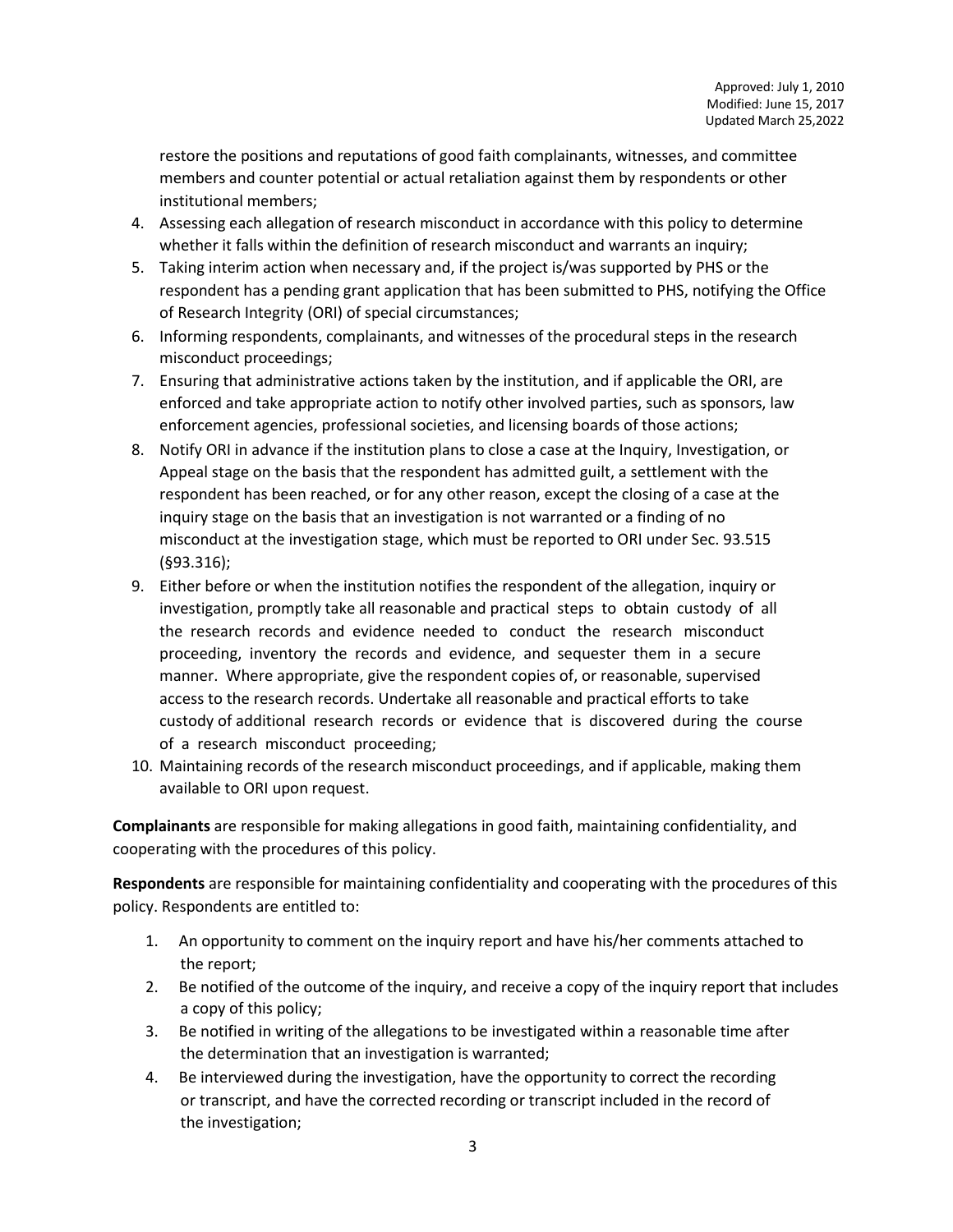restore the positions and reputations of good faith complainants, witnesses, and committee members and counter potential or actual retaliation against them by respondents or other institutional members;

4. Assessing each allegation of research misconduct in accordance with this policy to determine whether it falls within the definition of research misconduct and warrants an inquiry;
5. Taking interim action when necessary and, if the project is/was supported by PHS or the respondent has a pending grant application that has been submitted to PHS, notifying the Office of Research Integrity (ORI) of special circumstances;
6. Informing respondents, complainants, and witnesses of the procedural steps in the research misconduct proceedings;
7. Ensuring that administrative actions taken by the institution, and if applicable the ORI, are enforced and take appropriate action to notify other involved parties, such as sponsors, law enforcement agencies, professional societies, and licensing boards of those actions;
8. Notify ORI in advance if the institution plans to close a case at the Inquiry, Investigation, or Appeal stage on the basis that the respondent has admitted guilt, a settlement with the respondent has been reached, or for any other reason, except the closing of a case at the inquiry stage on the basis that an investigation is not warranted or a finding of no misconduct at the investigation stage, which must be reported to ORI under Sec. 93.515 (§93.316);
9. Either before or when the institution notifies the respondent of the allegation, inquiry or investigation, promptly take all reasonable and practical steps to obtain custody of all the research records and evidence needed to conduct the research misconduct proceeding, inventory the records and evidence, and sequester them in a secure manner. Where appropriate, give the respondent copies of, or reasonable, supervised access to the research records. Undertake all reasonable and practical efforts to take custody of additional research records or evidence that is discovered during the course of a research misconduct proceeding;
10. Maintaining records of the research misconduct proceedings, and if applicable, making them available to ORI upon request.

**Complainants** are responsible for making allegations in good faith, maintaining confidentiality, and cooperating with the procedures of this policy.

**Respondents** are responsible for maintaining confidentiality and cooperating with the procedures of this policy. Respondents are entitled to:

1. An opportunity to comment on the inquiry report and have his/her comments attached to the report;
2. Be notified of the outcome of the inquiry, and receive a copy of the inquiry report that includes a copy of this policy;
3. Be notified in writing of the allegations to be investigated within a reasonable time after the determination that an investigation is warranted;
4. Be interviewed during the investigation, have the opportunity to correct the recording or transcript, and have the corrected recording or transcript included in the record of the investigation;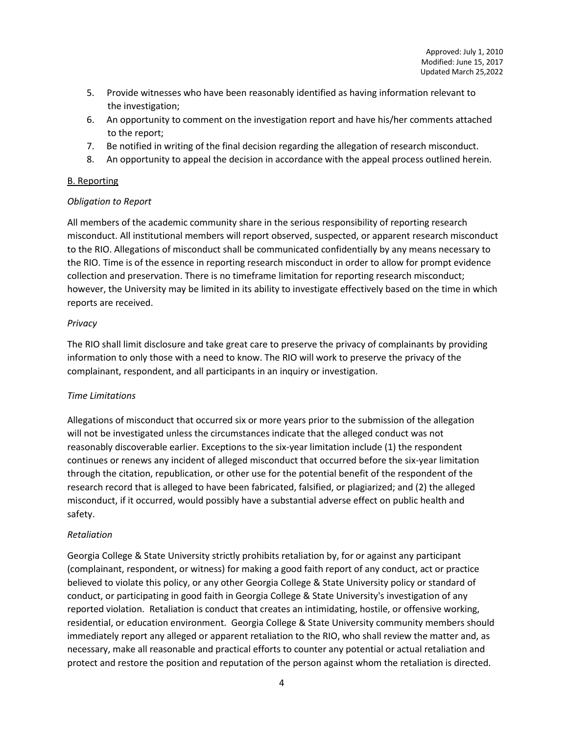5. Provide witnesses who have been reasonably identified as having information relevant to the investigation;
6. An opportunity to comment on the investigation report and have his/her comments attached to the report;
7. Be notified in writing of the final decision regarding the allegation of research misconduct.
8. An opportunity to appeal the decision in accordance with the appeal process outlined herein.

B. Reporting

*Obligation to Report*

All members of the academic community share in the serious responsibility of reporting research misconduct. All institutional members will report observed, suspected, or apparent research misconduct to the RIO. Allegations of misconduct shall be communicated confidentially by any means necessary to the RIO. Time is of the essence in reporting research misconduct in order to allow for prompt evidence collection and preservation. There is no timeframe limitation for reporting research misconduct; however, the University may be limited in its ability to investigate effectively based on the time in which reports are received.

*Privacy*

The RIO shall limit disclosure and take great care to preserve the privacy of complainants by providing information to only those with a need to know. The RIO will work to preserve the privacy of the complainant, respondent, and all participants in an inquiry or investigation.

*Time Limitations*

Allegations of misconduct that occurred six or more years prior to the submission of the allegation will not be investigated unless the circumstances indicate that the alleged conduct was not reasonably discoverable earlier. Exceptions to the six-year limitation include (1) the respondent continues or renews any incident of alleged misconduct that occurred before the six-year limitation through the citation, republication, or other use for the potential benefit of the respondent of the research record that is alleged to have been fabricated, falsified, or plagiarized; and (2) the alleged misconduct, if it occurred, would possibly have a substantial adverse effect on public health and safety.

*Retaliation*

Georgia College & State University strictly prohibits retaliation by, for or against any participant (complainant, respondent, or witness) for making a good faith report of any conduct, act or practice believed to violate this policy, or any other Georgia College & State University policy or standard of conduct, or participating in good faith in Georgia College & State University's investigation of any reported violation. Retaliation is conduct that creates an intimidating, hostile, or offensive working, residential, or education environment. Georgia College & State University community members should immediately report any alleged or apparent retaliation to the RIO, who shall review the matter and, as necessary, make all reasonable and practical efforts to counter any potential or actual retaliation and protect and restore the position and reputation of the person against whom the retaliation is directed.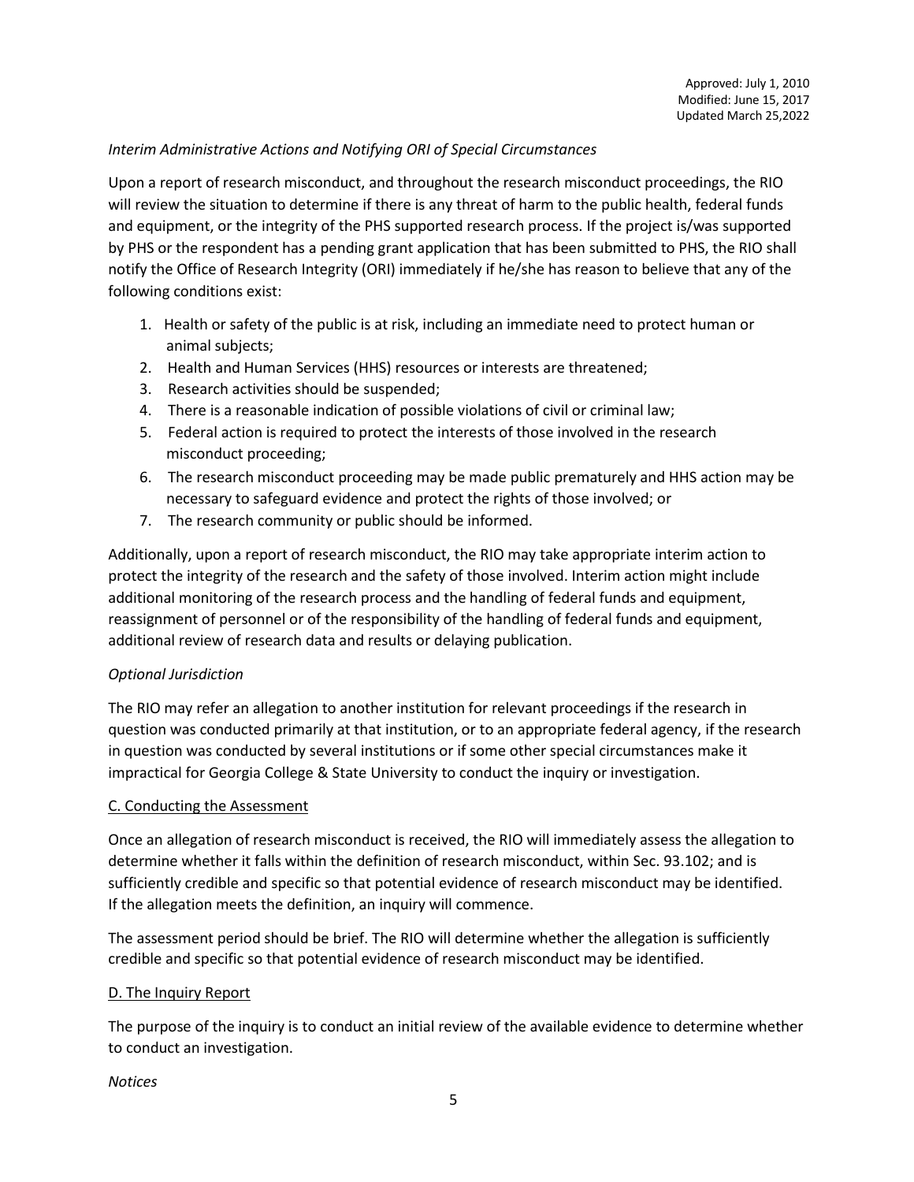Approved: July 1, 2010
Modified: June 15, 2017
Updated March 25,2022

*Interim Administrative Actions and Notifying ORI of Special Circumstances*

Upon a report of research misconduct, and throughout the research misconduct proceedings, the RIO will review the situation to determine if there is any threat of harm to the public health, federal funds and equipment, or the integrity of the PHS supported research process. If the project is/was supported by PHS or the respondent has a pending grant application that has been submitted to PHS, the RIO shall notify the Office of Research Integrity (ORI) immediately if he/she has reason to believe that any of the following conditions exist:

1. Health or safety of the public is at risk, including an immediate need to protect human or animal subjects;
2. Health and Human Services (HHS) resources or interests are threatened;
3. Research activities should be suspended;
4. There is a reasonable indication of possible violations of civil or criminal law;
5. Federal action is required to protect the interests of those involved in the research misconduct proceeding;
6. The research misconduct proceeding may be made public prematurely and HHS action may be necessary to safeguard evidence and protect the rights of those involved; or
7. The research community or public should be informed.

Additionally, upon a report of research misconduct, the RIO may take appropriate interim action to protect the integrity of the research and the safety of those involved. Interim action might include additional monitoring of the research process and the handling of federal funds and equipment, reassignment of personnel or of the responsibility of the handling of federal funds and equipment, additional review of research data and results or delaying publication.

*Optional Jurisdiction*

The RIO may refer an allegation to another institution for relevant proceedings if the research in question was conducted primarily at that institution, or to an appropriate federal agency, if the research in question was conducted by several institutions or if some other special circumstances make it impractical for Georgia College & State University to conduct the inquiry or investigation.

C. Conducting the Assessment

Once an allegation of research misconduct is received, the RIO will immediately assess the allegation to determine whether it falls within the definition of research misconduct, within Sec. 93.102; and is sufficiently credible and specific so that potential evidence of research misconduct may be identified. If the allegation meets the definition, an inquiry will commence.

The assessment period should be brief. The RIO will determine whether the allegation is sufficiently credible and specific so that potential evidence of research misconduct may be identified.

D. The Inquiry Report

The purpose of the inquiry is to conduct an initial review of the available evidence to determine whether to conduct an investigation.

*Notices*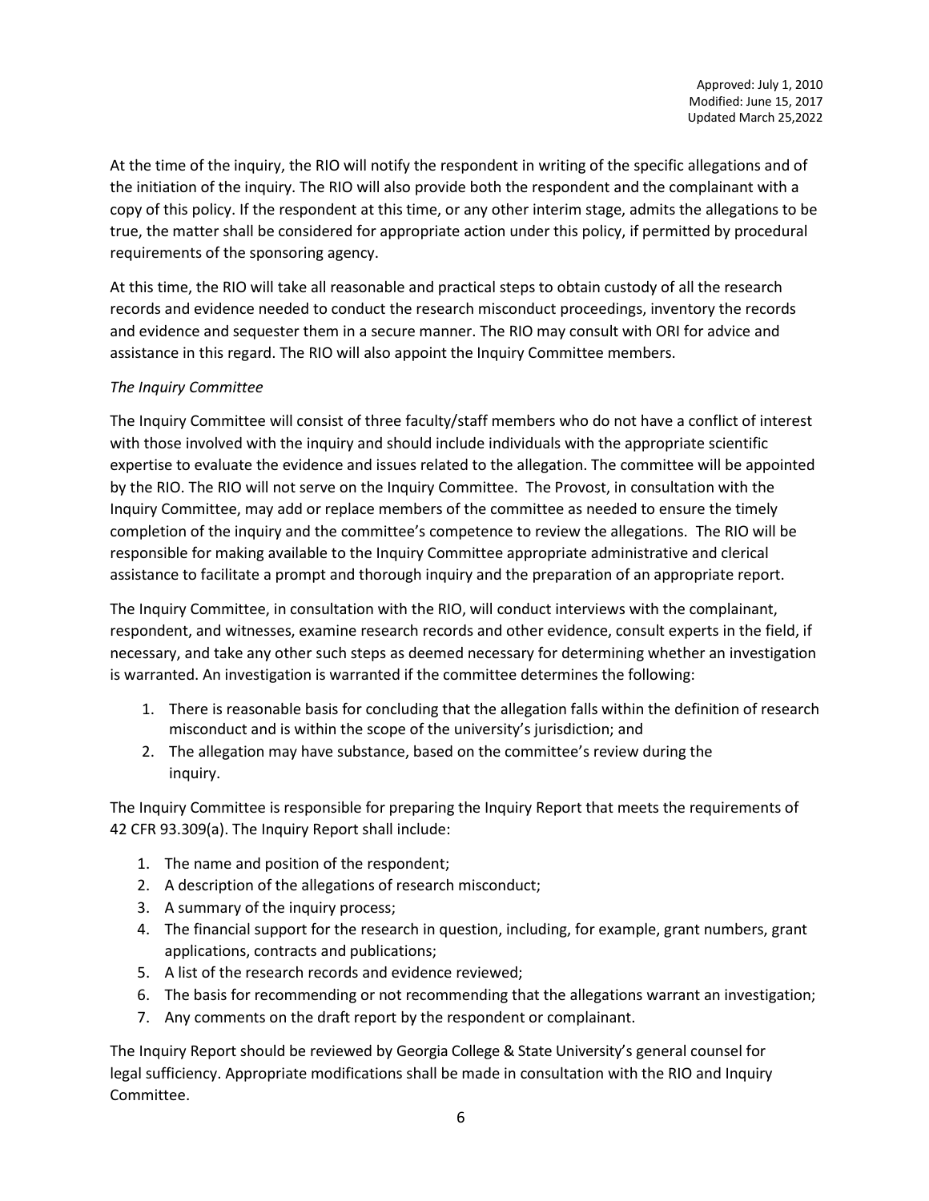At the time of the inquiry, the RIO will notify the respondent in writing of the specific allegations and of the initiation of the inquiry. The RIO will also provide both the respondent and the complainant with a copy of this policy. If the respondent at this time, or any other interim stage, admits the allegations to be true, the matter shall be considered for appropriate action under this policy, if permitted by procedural requirements of the sponsoring agency.

At this time, the RIO will take all reasonable and practical steps to obtain custody of all the research records and evidence needed to conduct the research misconduct proceedings, inventory the records and evidence and sequester them in a secure manner. The RIO may consult with ORI for advice and assistance in this regard. The RIO will also appoint the Inquiry Committee members.

*The Inquiry Committee*

The Inquiry Committee will consist of three faculty/staff members who do not have a conflict of interest with those involved with the inquiry and should include individuals with the appropriate scientific expertise to evaluate the evidence and issues related to the allegation. The committee will be appointed by the RIO. The RIO will not serve on the Inquiry Committee. The Provost, in consultation with the Inquiry Committee, may add or replace members of the committee as needed to ensure the timely completion of the inquiry and the committee's competence to review the allegations. The RIO will be responsible for making available to the Inquiry Committee appropriate administrative and clerical assistance to facilitate a prompt and thorough inquiry and the preparation of an appropriate report.

The Inquiry Committee, in consultation with the RIO, will conduct interviews with the complainant, respondent, and witnesses, examine research records and other evidence, consult experts in the field, if necessary, and take any other such steps as deemed necessary for determining whether an investigation is warranted. An investigation is warranted if the committee determines the following:

1. There is reasonable basis for concluding that the allegation falls within the definition of research misconduct and is within the scope of the university's jurisdiction; and
2. The allegation may have substance, based on the committee's review during the inquiry.

The Inquiry Committee is responsible for preparing the Inquiry Report that meets the requirements of 42 CFR 93.309(a). The Inquiry Report shall include:

1. The name and position of the respondent;
2. A description of the allegations of research misconduct;
3. A summary of the inquiry process;
4. The financial support for the research in question, including, for example, grant numbers, grant applications, contracts and publications;
5. A list of the research records and evidence reviewed;
6. The basis for recommending or not recommending that the allegations warrant an investigation;
7. Any comments on the draft report by the respondent or complainant.

The Inquiry Report should be reviewed by Georgia College & State University's general counsel for legal sufficiency. Appropriate modifications shall be made in consultation with the RIO and Inquiry Committee.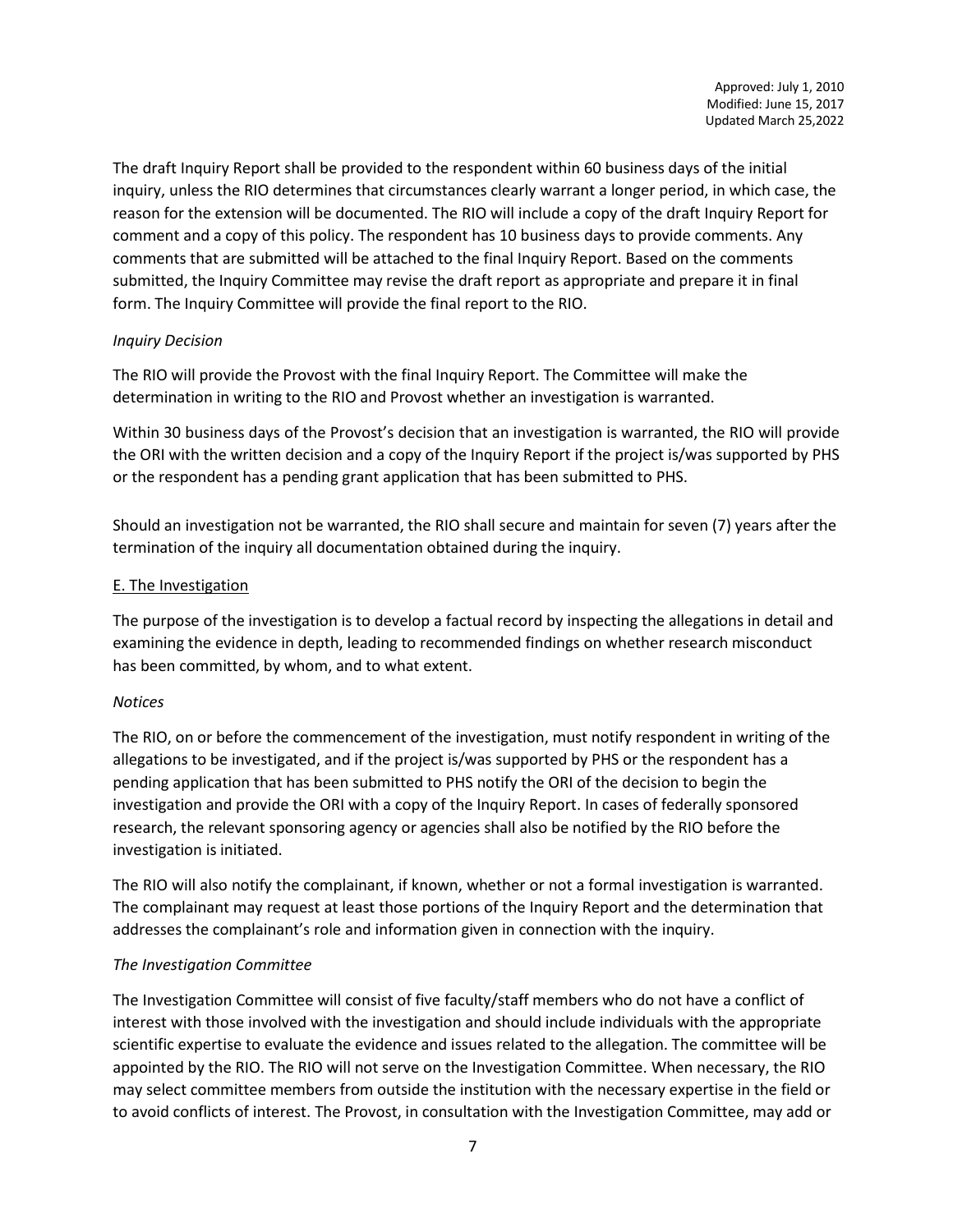The draft Inquiry Report shall be provided to the respondent within 60 business days of the initial inquiry, unless the RIO determines that circumstances clearly warrant a longer period, in which case, the reason for the extension will be documented. The RIO will include a copy of the draft Inquiry Report for comment and a copy of this policy. The respondent has 10 business days to provide comments. Any comments that are submitted will be attached to the final Inquiry Report. Based on the comments submitted, the Inquiry Committee may revise the draft report as appropriate and prepare it in final form. The Inquiry Committee will provide the final report to the RIO.

*Inquiry Decision*

The RIO will provide the Provost with the final Inquiry Report. The Committee will make the determination in writing to the RIO and Provost whether an investigation is warranted.

Within 30 business days of the Provost's decision that an investigation is warranted, the RIO will provide the ORI with the written decision and a copy of the Inquiry Report if the project is/was supported by PHS or the respondent has a pending grant application that has been submitted to PHS.

Should an investigation not be warranted, the RIO shall secure and maintain for seven (7) years after the termination of the inquiry all documentation obtained during the inquiry.

E. The Investigation

The purpose of the investigation is to develop a factual record by inspecting the allegations in detail and examining the evidence in depth, leading to recommended findings on whether research misconduct has been committed, by whom, and to what extent.

*Notices*

The RIO, on or before the commencement of the investigation, must notify respondent in writing of the allegations to be investigated, and if the project is/was supported by PHS or the respondent has a pending application that has been submitted to PHS notify the ORI of the decision to begin the investigation and provide the ORI with a copy of the Inquiry Report. In cases of federally sponsored research, the relevant sponsoring agency or agencies shall also be notified by the RIO before the investigation is initiated.

The RIO will also notify the complainant, if known, whether or not a formal investigation is warranted. The complainant may request at least those portions of the Inquiry Report and the determination that addresses the complainant's role and information given in connection with the inquiry.

*The Investigation Committee*

The Investigation Committee will consist of five faculty/staff members who do not have a conflict of interest with those involved with the investigation and should include individuals with the appropriate scientific expertise to evaluate the evidence and issues related to the allegation. The committee will be appointed by the RIO. The RIO will not serve on the Investigation Committee. When necessary, the RIO may select committee members from outside the institution with the necessary expertise in the field or to avoid conflicts of interest. The Provost, in consultation with the Investigation Committee, may add or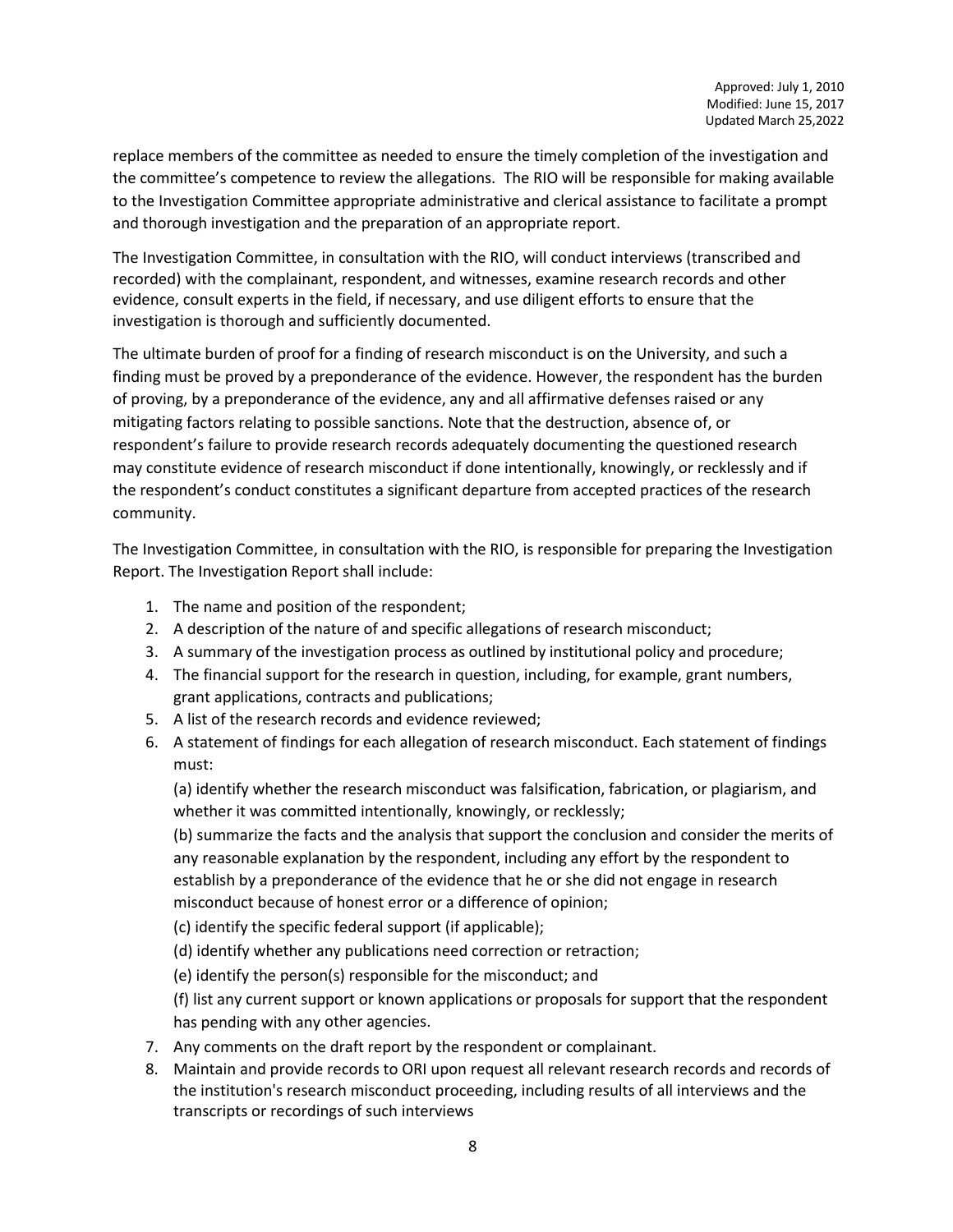replace members of the committee as needed to ensure the timely completion of the investigation and the committee's competence to review the allegations. The RIO will be responsible for making available to the Investigation Committee appropriate administrative and clerical assistance to facilitate a prompt and thorough investigation and the preparation of an appropriate report.

The Investigation Committee, in consultation with the RIO, will conduct interviews (transcribed and recorded) with the complainant, respondent, and witnesses, examine research records and other evidence, consult experts in the field, if necessary, and use diligent efforts to ensure that the investigation is thorough and sufficiently documented.

The ultimate burden of proof for a finding of research misconduct is on the University, and such a finding must be proved by a preponderance of the evidence. However, the respondent has the burden of proving, by a preponderance of the evidence, any and all affirmative defenses raised or any mitigating factors relating to possible sanctions. Note that the destruction, absence of, or respondent's failure to provide research records adequately documenting the questioned research may constitute evidence of research misconduct if done intentionally, knowingly, or recklessly and if the respondent's conduct constitutes a significant departure from accepted practices of the research community.

The Investigation Committee, in consultation with the RIO, is responsible for preparing the Investigation Report. The Investigation Report shall include:

1. The name and position of the respondent;
2. A description of the nature of and specific allegations of research misconduct;
3. A summary of the investigation process as outlined by institutional policy and procedure;
4. The financial support for the research in question, including, for example, grant numbers, grant applications, contracts and publications;
5. A list of the research records and evidence reviewed;
6. A statement of findings for each allegation of research misconduct. Each statement of findings must:

   (a) identify whether the research misconduct was falsification, fabrication, or plagiarism, and whether it was committed intentionally, knowingly, or recklessly;

   (b) summarize the facts and the analysis that support the conclusion and consider the merits of any reasonable explanation by the respondent, including any effort by the respondent to establish by a preponderance of the evidence that he or she did not engage in research misconduct because of honest error or a difference of opinion;

   (c) identify the specific federal support (if applicable);

   (d) identify whether any publications need correction or retraction;

   (e) identify the person(s) responsible for the misconduct; and

   (f) list any current support or known applications or proposals for support that the respondent has pending with any other agencies.
7. Any comments on the draft report by the respondent or complainant.
8. Maintain and provide records to ORI upon request all relevant research records and records of the institution's research misconduct proceeding, including results of all interviews and the transcripts or recordings of such interviews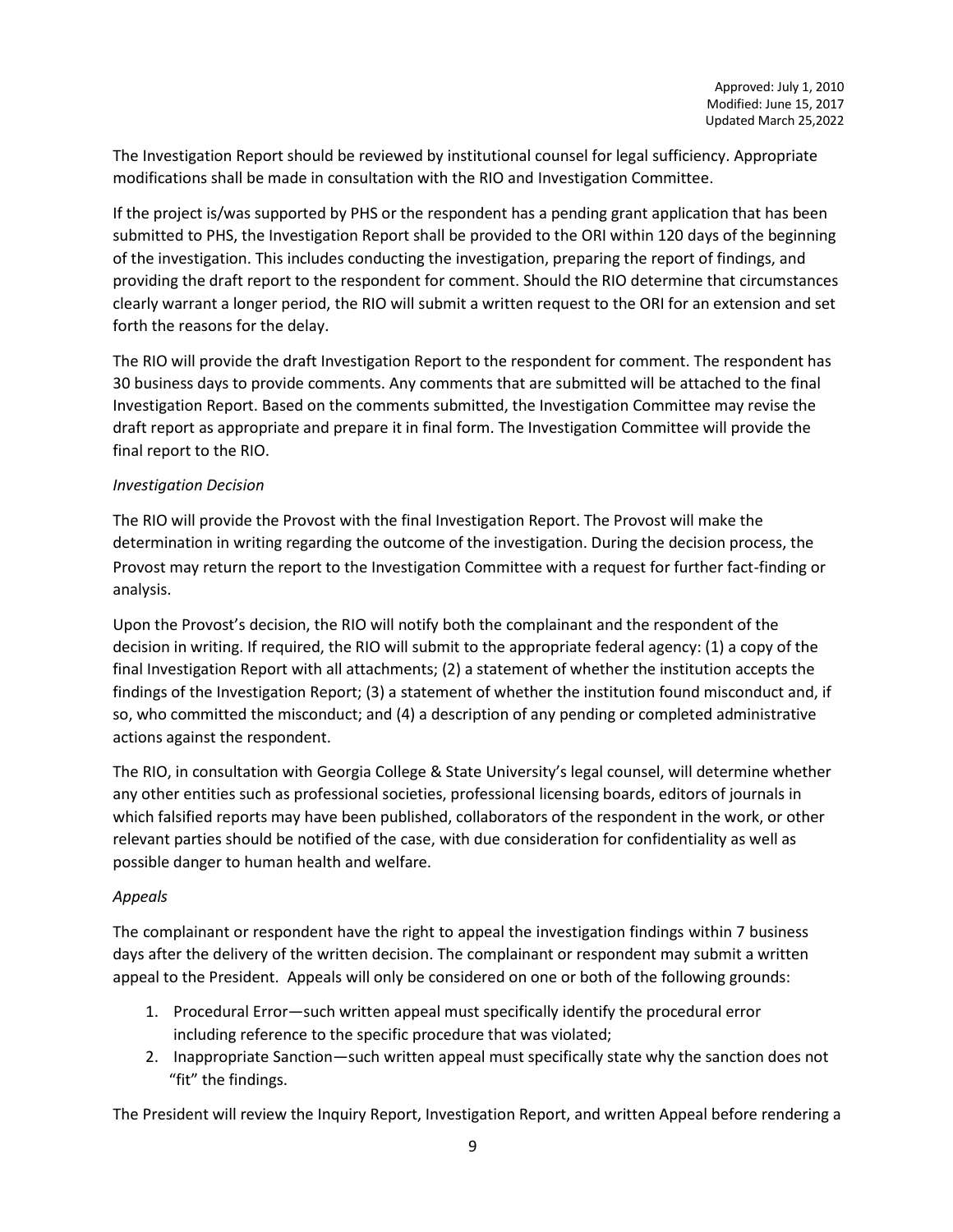The Investigation Report should be reviewed by institutional counsel for legal sufficiency. Appropriate modifications shall be made in consultation with the RIO and Investigation Committee.

If the project is/was supported by PHS or the respondent has a pending grant application that has been submitted to PHS, the Investigation Report shall be provided to the ORI within 120 days of the beginning of the investigation. This includes conducting the investigation, preparing the report of findings, and providing the draft report to the respondent for comment. Should the RIO determine that circumstances clearly warrant a longer period, the RIO will submit a written request to the ORI for an extension and set forth the reasons for the delay.

The RIO will provide the draft Investigation Report to the respondent for comment. The respondent has 30 business days to provide comments. Any comments that are submitted will be attached to the final Investigation Report. Based on the comments submitted, the Investigation Committee may revise the draft report as appropriate and prepare it in final form. The Investigation Committee will provide the final report to the RIO.

*Investigation Decision*

The RIO will provide the Provost with the final Investigation Report. The Provost will make the determination in writing regarding the outcome of the investigation. During the decision process, the Provost may return the report to the Investigation Committee with a request for further fact-finding or analysis.

Upon the Provost's decision, the RIO will notify both the complainant and the respondent of the decision in writing. If required, the RIO will submit to the appropriate federal agency: (1) a copy of the final Investigation Report with all attachments; (2) a statement of whether the institution accepts the findings of the Investigation Report; (3) a statement of whether the institution found misconduct and, if so, who committed the misconduct; and (4) a description of any pending or completed administrative actions against the respondent.

The RIO, in consultation with Georgia College & State University's legal counsel, will determine whether any other entities such as professional societies, professional licensing boards, editors of journals in which falsified reports may have been published, collaborators of the respondent in the work, or other relevant parties should be notified of the case, with due consideration for confidentiality as well as possible danger to human health and welfare.

*Appeals*

The complainant or respondent have the right to appeal the investigation findings within 7 business days after the delivery of the written decision. The complainant or respondent may submit a written appeal to the President. Appeals will only be considered on one or both of the following grounds:

1. Procedural Error—such written appeal must specifically identify the procedural error including reference to the specific procedure that was violated;
2. Inappropriate Sanction—such written appeal must specifically state why the sanction does not "fit" the findings.

The President will review the Inquiry Report, Investigation Report, and written Appeal before rendering a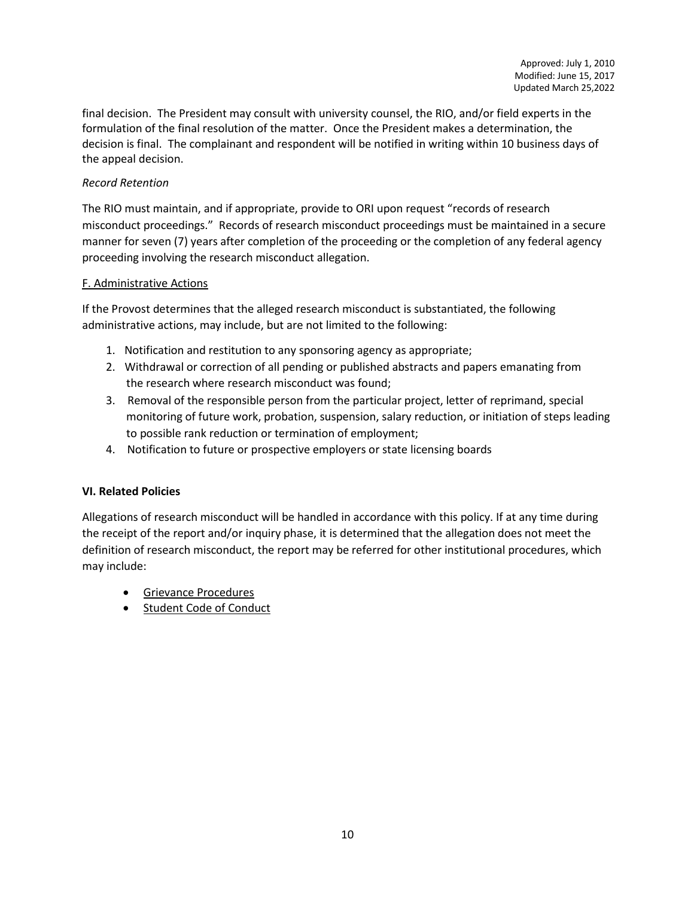final decision. The President may consult with university counsel, the RIO, and/or field experts in the formulation of the final resolution of the matter. Once the President makes a determination, the decision is final. The complainant and respondent will be notified in writing within 10 business days of the appeal decision.

*Record Retention*

The RIO must maintain, and if appropriate, provide to ORI upon request "records of research misconduct proceedings." Records of research misconduct proceedings must be maintained in a secure manner for seven (7) years after completion of the proceeding or the completion of any federal agency proceeding involving the research misconduct allegation.

<u>F. Administrative Actions</u>

If the Provost determines that the alleged research misconduct is substantiated, the following administrative actions, may include, but are not limited to the following:

1. Notification and restitution to any sponsoring agency as appropriate;
2. Withdrawal or correction of all pending or published abstracts and papers emanating from the research where research misconduct was found;
3. Removal of the responsible person from the particular project, letter of reprimand, special monitoring of future work, probation, suspension, salary reduction, or initiation of steps leading to possible rank reduction or termination of employment;
4. Notification to future or prospective employers or state licensing boards

## VI. Related Policies

Allegations of research misconduct will be handled in accordance with this policy. If at any time during the receipt of the report and/or inquiry phase, it is determined that the allegation does not meet the definition of research misconduct, the report may be referred for other institutional procedures, which may include:

- <u>Grievance Procedures</u>
- <u>Student Code of Conduct</u>